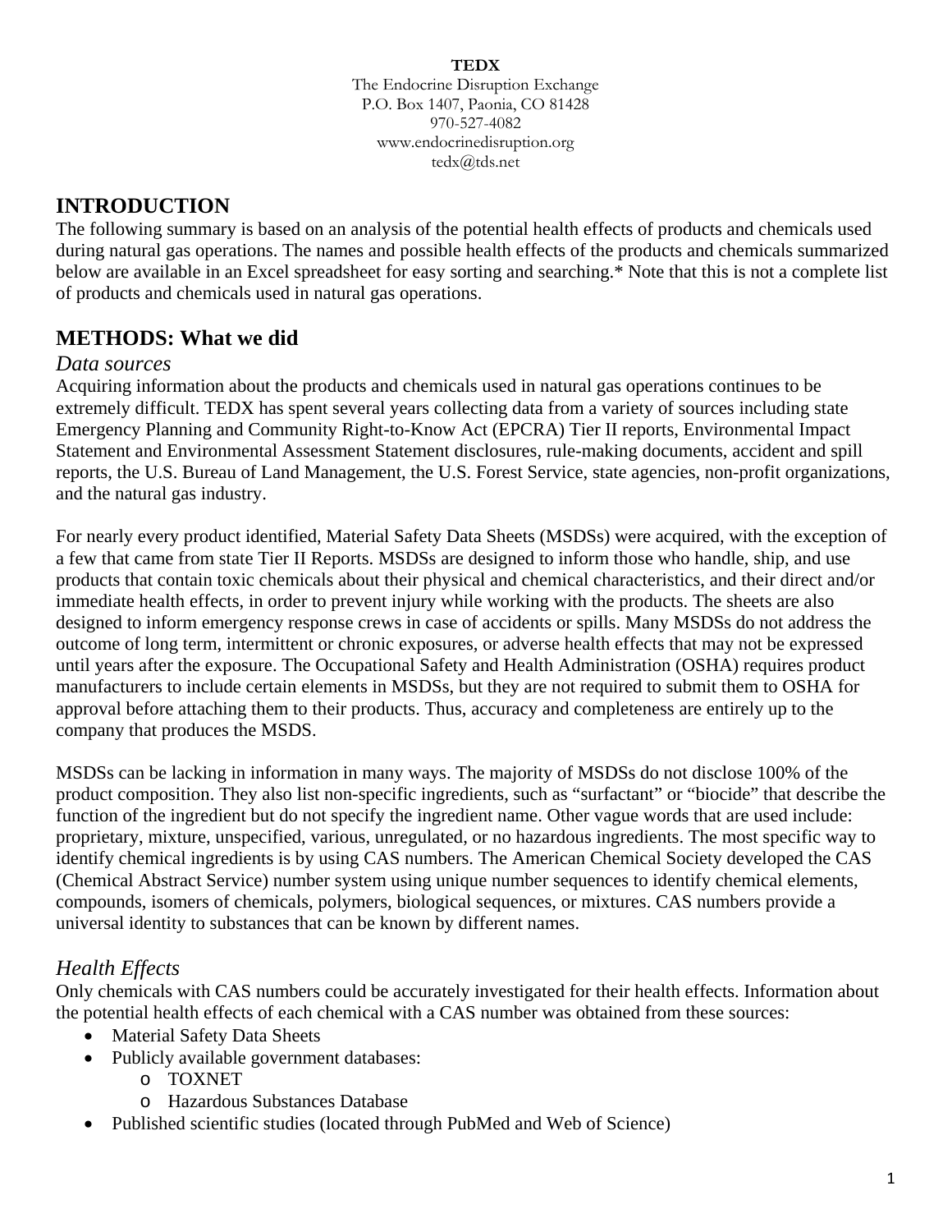**TEDX**
The Endocrine Disruption Exchange
P.O. Box 1407, Paonia, CO 81428
970-527-4082
www.endocrinedisruption.org
tedx@tds.net

# INTRODUCTION

The following summary is based on an analysis of the potential health effects of products and chemicals used during natural gas operations. The names and possible health effects of the products and chemicals summarized below are available in an Excel spreadsheet for easy sorting and searching.* Note that this is not a complete list of products and chemicals used in natural gas operations.

# METHODS: What we did

## *Data sources*

Acquiring information about the products and chemicals used in natural gas operations continues to be extremely difficult. TEDX has spent several years collecting data from a variety of sources including state Emergency Planning and Community Right-to-Know Act (EPCRA) Tier II reports, Environmental Impact Statement and Environmental Assessment Statement disclosures, rule-making documents, accident and spill reports, the U.S. Bureau of Land Management, the U.S. Forest Service, state agencies, non-profit organizations, and the natural gas industry.

For nearly every product identified, Material Safety Data Sheets (MSDSs) were acquired, with the exception of a few that came from state Tier II Reports. MSDSs are designed to inform those who handle, ship, and use products that contain toxic chemicals about their physical and chemical characteristics, and their direct and/or immediate health effects, in order to prevent injury while working with the products. The sheets are also designed to inform emergency response crews in case of accidents or spills. Many MSDSs do not address the outcome of long term, intermittent or chronic exposures, or adverse health effects that may not be expressed until years after the exposure. The Occupational Safety and Health Administration (OSHA) requires product manufacturers to include certain elements in MSDSs, but they are not required to submit them to OSHA for approval before attaching them to their products. Thus, accuracy and completeness are entirely up to the company that produces the MSDS.

MSDSs can be lacking in information in many ways. The majority of MSDSs do not disclose 100% of the product composition. They also list non-specific ingredients, such as "surfactant" or "biocide" that describe the function of the ingredient but do not specify the ingredient name. Other vague words that are used include: proprietary, mixture, unspecified, various, unregulated, or no hazardous ingredients. The most specific way to identify chemical ingredients is by using CAS numbers. The American Chemical Society developed the CAS (Chemical Abstract Service) number system using unique number sequences to identify chemical elements, compounds, isomers of chemicals, polymers, biological sequences, or mixtures. CAS numbers provide a universal identity to substances that can be known by different names.

## *Health Effects*

Only chemicals with CAS numbers could be accurately investigated for their health effects. Information about the potential health effects of each chemical with a CAS number was obtained from these sources:

- Material Safety Data Sheets
- Publicly available government databases:
  - TOXNET
  - Hazardous Substances Database
- Published scientific studies (located through PubMed and Web of Science)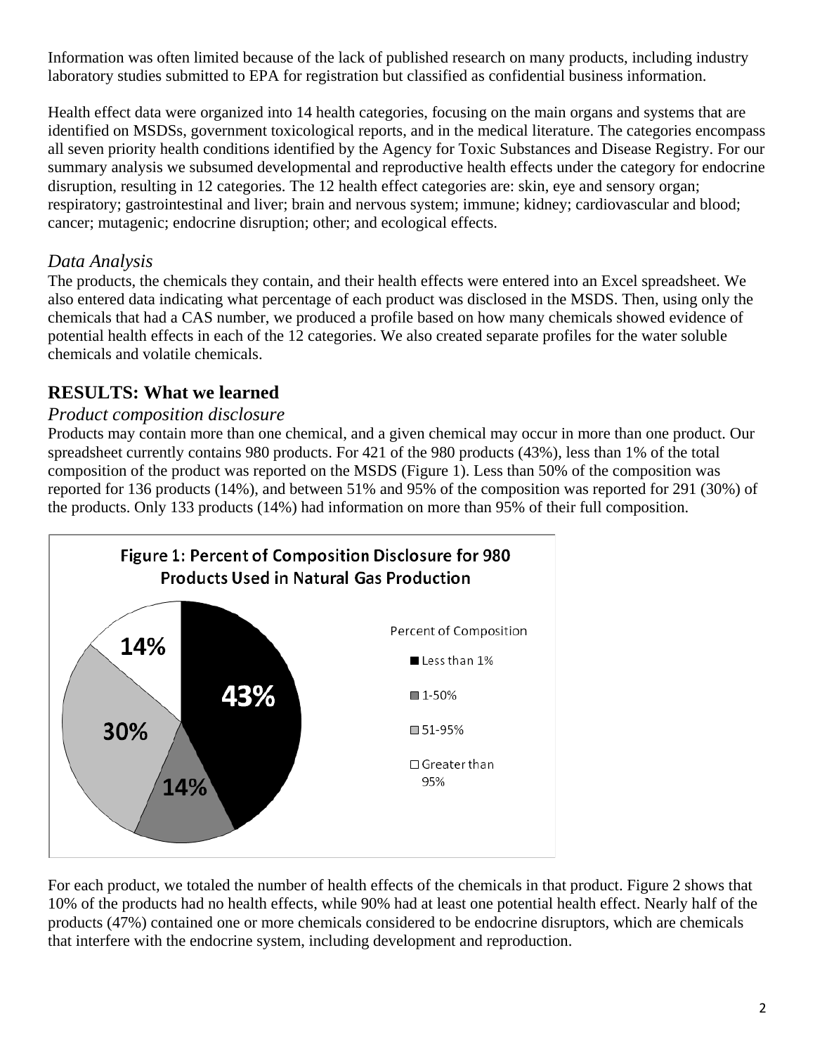Information was often limited because of the lack of published research on many products, including industry laboratory studies submitted to EPA for registration but classified as confidential business information.

Health effect data were organized into 14 health categories, focusing on the main organs and systems that are identified on MSDSs, government toxicological reports, and in the medical literature. The categories encompass all seven priority health conditions identified by the Agency for Toxic Substances and Disease Registry. For our summary analysis we subsumed developmental and reproductive health effects under the category for endocrine disruption, resulting in 12 categories. The 12 health effect categories are: skin, eye and sensory organ; respiratory; gastrointestinal and liver; brain and nervous system; immune; kidney; cardiovascular and blood; cancer; mutagenic; endocrine disruption; other; and ecological effects.

### *Data Analysis*

The products, the chemicals they contain, and their health effects were entered into an Excel spreadsheet. We also entered data indicating what percentage of each product was disclosed in the MSDS. Then, using only the chemicals that had a CAS number, we produced a profile based on how many chemicals showed evidence of potential health effects in each of the 12 categories. We also created separate profiles for the water soluble chemicals and volatile chemicals.

## RESULTS: What we learned

### *Product composition disclosure*

Products may contain more than one chemical, and a given chemical may occur in more than one product. Our spreadsheet currently contains 980 products. For 421 of the 980 products (43%), less than 1% of the total composition of the product was reported on the MSDS (Figure 1). Less than 50% of the composition was reported for 136 products (14%), and between 51% and 95% of the composition was reported for 291 (30%) of the products. Only 133 products (14%) had information on more than 95% of their full composition.

**Figure 1: Percent of Composition Disclosure for 980 Products Used in Natural Gas Production**

| Percent of Composition | Share of Products |
|---|---|
| Less than 1% | 43% |
| 1-50% | 14% |
| 51-95% | 30% |
| Greater than 95% | 14% |

For each product, we totaled the number of health effects of the chemicals in that product. Figure 2 shows that 10% of the products had no health effects, while 90% had at least one potential health effect. Nearly half of the products (47%) contained one or more chemicals considered to be endocrine disruptors, which are chemicals that interfere with the endocrine system, including development and reproduction.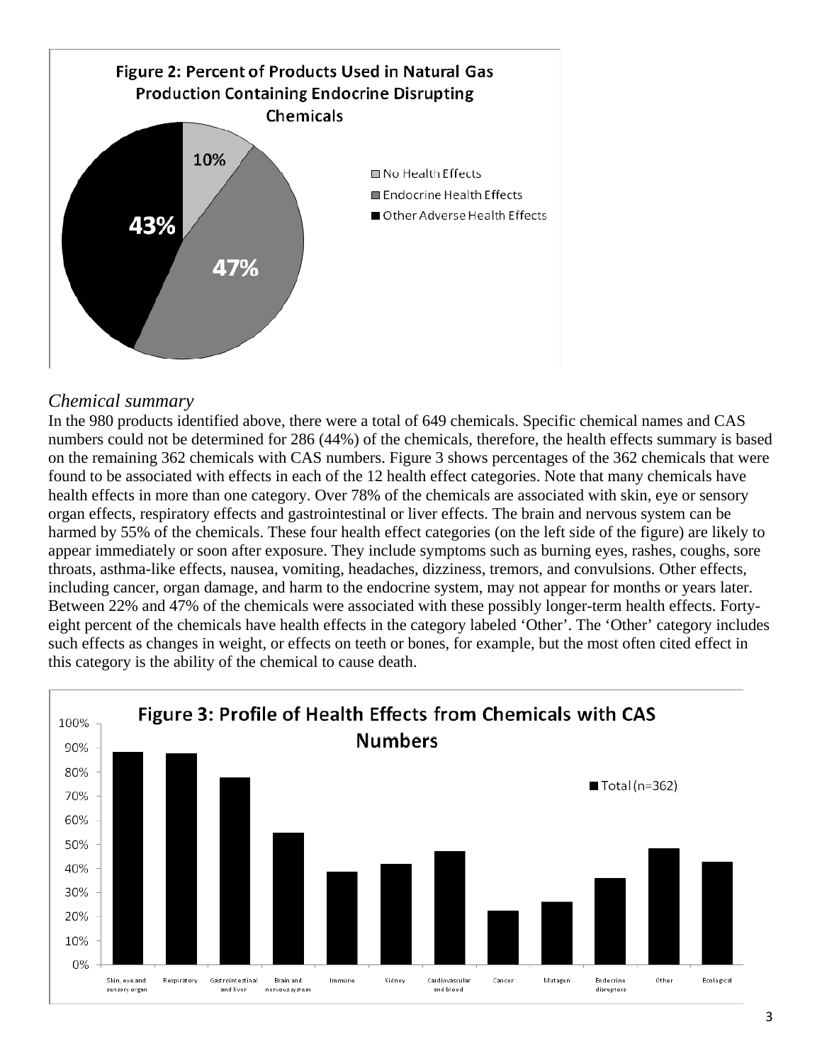**Figure 2: Percent of Products Used in Natural Gas Production Containing Endocrine Disrupting Chemicals**

- No Health Effects: 10%
- Endocrine Health Effects: 47%
- Other Adverse Health Effects: 43%

### *Chemical summary*

In the 980 products identified above, there were a total of 649 chemicals. Specific chemical names and CAS numbers could not be determined for 286 (44%) of the chemicals, therefore, the health effects summary is based on the remaining 362 chemicals with CAS numbers. Figure 3 shows percentages of the 362 chemicals that were found to be associated with effects in each of the 12 health effect categories. Note that many chemicals have health effects in more than one category. Over 78% of the chemicals are associated with skin, eye or sensory organ effects, respiratory effects and gastrointestinal or liver effects. The brain and nervous system can be harmed by 55% of the chemicals. These four health effect categories (on the left side of the figure) are likely to appear immediately or soon after exposure. They include symptoms such as burning eyes, rashes, coughs, sore throats, asthma-like effects, nausea, vomiting, headaches, dizziness, tremors, and convulsions. Other effects, including cancer, organ damage, and harm to the endocrine system, may not appear for months or years later. Between 22% and 47% of the chemicals were associated with these possibly longer-term health effects. Forty-eight percent of the chemicals have health effects in the category labeled 'Other'. The 'Other' category includes such effects as changes in weight, or effects on teeth or bones, for example, but the most often cited effect in this category is the ability of the chemical to cause death.

**Figure 3: Profile of Health Effects from Chemicals with CAS Numbers**

Total (n=362)

Categories: Skin, eye and sensory organ; Respiratory; Gastrointestinal and liver; Brain and nervous system; Immune; Kidney; Cardiovascular and blood; Cancer; Mutagen; Endocrine disruptors; Other; Ecological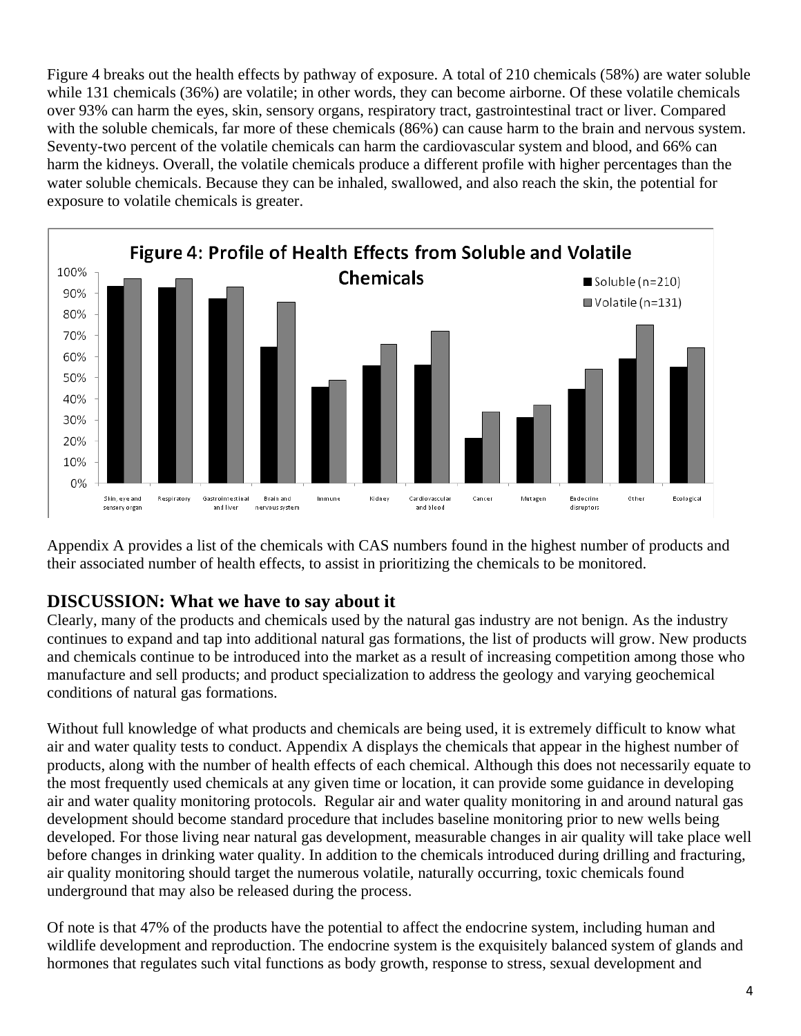Figure 4 breaks out the health effects by pathway of exposure. A total of 210 chemicals (58%) are water soluble while 131 chemicals (36%) are volatile; in other words, they can become airborne. Of these volatile chemicals over 93% can harm the eyes, skin, sensory organs, respiratory tract, gastrointestinal tract or liver. Compared with the soluble chemicals, far more of these chemicals (86%) can cause harm to the brain and nervous system. Seventy-two percent of the volatile chemicals can harm the cardiovascular system and blood, and 66% can harm the kidneys. Overall, the volatile chemicals produce a different profile with higher percentages than the water soluble chemicals. Because they can be inhaled, swallowed, and also reach the skin, the potential for exposure to volatile chemicals is greater.

**Figure 4: Profile of Health Effects from Soluble and Volatile Chemicals**

Appendix A provides a list of the chemicals with CAS numbers found in the highest number of products and their associated number of health effects, to assist in prioritizing the chemicals to be monitored.

## DISCUSSION: What we have to say about it

Clearly, many of the products and chemicals used by the natural gas industry are not benign. As the industry continues to expand and tap into additional natural gas formations, the list of products will grow. New products and chemicals continue to be introduced into the market as a result of increasing competition among those who manufacture and sell products; and product specialization to address the geology and varying geochemical conditions of natural gas formations.

Without full knowledge of what products and chemicals are being used, it is extremely difficult to know what air and water quality tests to conduct. Appendix A displays the chemicals that appear in the highest number of products, along with the number of health effects of each chemical. Although this does not necessarily equate to the most frequently used chemicals at any given time or location, it can provide some guidance in developing air and water quality monitoring protocols. Regular air and water quality monitoring in and around natural gas development should become standard procedure that includes baseline monitoring prior to new wells being developed. For those living near natural gas development, measurable changes in air quality will take place well before changes in drinking water quality. In addition to the chemicals introduced during drilling and fracturing, air quality monitoring should target the numerous volatile, naturally occurring, toxic chemicals found underground that may also be released during the process.

Of note is that 47% of the products have the potential to affect the endocrine system, including human and wildlife development and reproduction. The endocrine system is the exquisitely balanced system of glands and hormones that regulates such vital functions as body growth, response to stress, sexual development and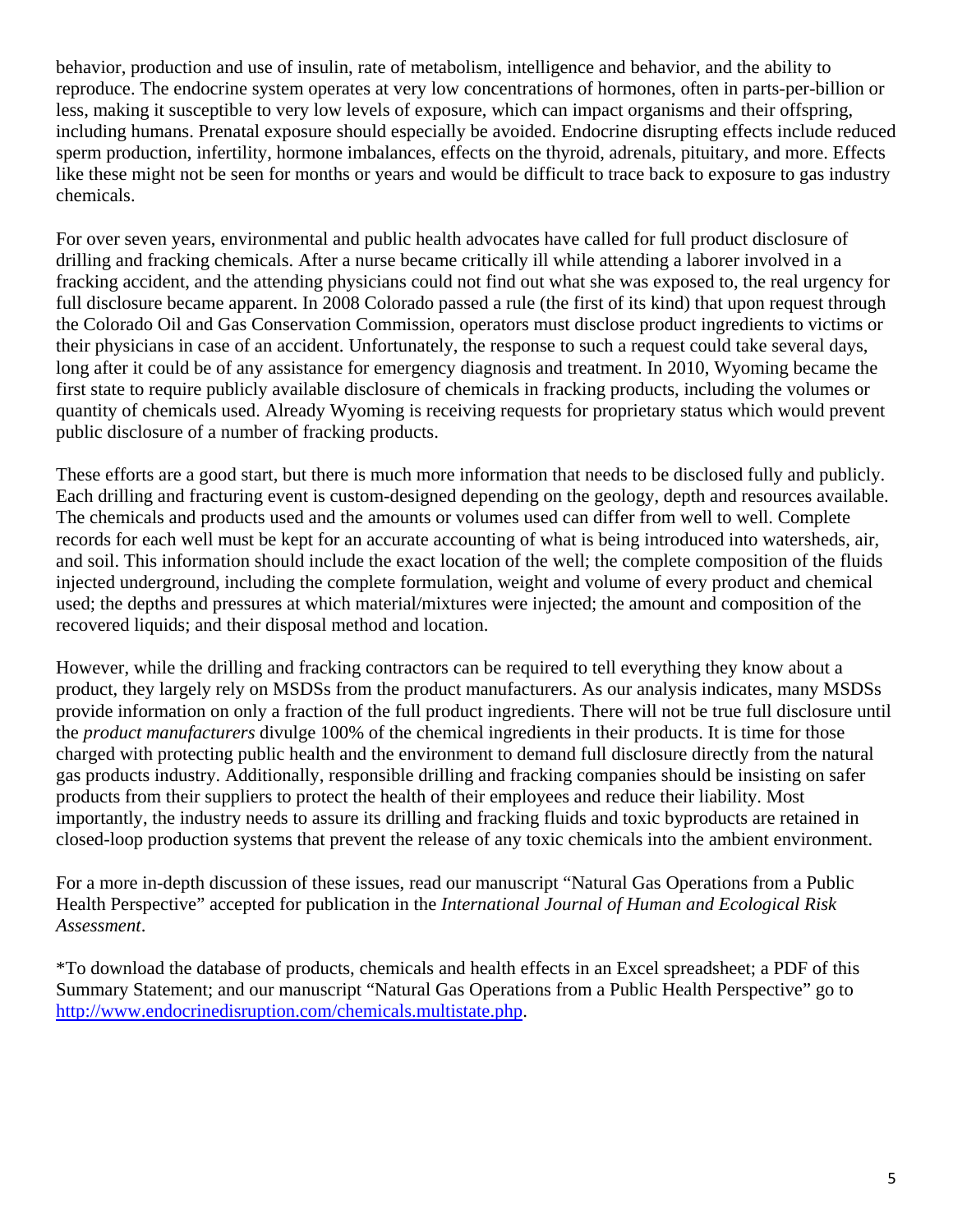behavior, production and use of insulin, rate of metabolism, intelligence and behavior, and the ability to reproduce. The endocrine system operates at very low concentrations of hormones, often in parts-per-billion or less, making it susceptible to very low levels of exposure, which can impact organisms and their offspring, including humans. Prenatal exposure should especially be avoided. Endocrine disrupting effects include reduced sperm production, infertility, hormone imbalances, effects on the thyroid, adrenals, pituitary, and more. Effects like these might not be seen for months or years and would be difficult to trace back to exposure to gas industry chemicals.

For over seven years, environmental and public health advocates have called for full product disclosure of drilling and fracking chemicals. After a nurse became critically ill while attending a laborer involved in a fracking accident, and the attending physicians could not find out what she was exposed to, the real urgency for full disclosure became apparent. In 2008 Colorado passed a rule (the first of its kind) that upon request through the Colorado Oil and Gas Conservation Commission, operators must disclose product ingredients to victims or their physicians in case of an accident. Unfortunately, the response to such a request could take several days, long after it could be of any assistance for emergency diagnosis and treatment. In 2010, Wyoming became the first state to require publicly available disclosure of chemicals in fracking products, including the volumes or quantity of chemicals used. Already Wyoming is receiving requests for proprietary status which would prevent public disclosure of a number of fracking products.

These efforts are a good start, but there is much more information that needs to be disclosed fully and publicly. Each drilling and fracturing event is custom-designed depending on the geology, depth and resources available. The chemicals and products used and the amounts or volumes used can differ from well to well. Complete records for each well must be kept for an accurate accounting of what is being introduced into watersheds, air, and soil. This information should include the exact location of the well; the complete composition of the fluids injected underground, including the complete formulation, weight and volume of every product and chemical used; the depths and pressures at which material/mixtures were injected; the amount and composition of the recovered liquids; and their disposal method and location.

However, while the drilling and fracking contractors can be required to tell everything they know about a product, they largely rely on MSDSs from the product manufacturers. As our analysis indicates, many MSDSs provide information on only a fraction of the full product ingredients. There will not be true full disclosure until the *product manufacturers* divulge 100% of the chemical ingredients in their products. It is time for those charged with protecting public health and the environment to demand full disclosure directly from the natural gas products industry. Additionally, responsible drilling and fracking companies should be insisting on safer products from their suppliers to protect the health of their employees and reduce their liability. Most importantly, the industry needs to assure its drilling and fracking fluids and toxic byproducts are retained in closed-loop production systems that prevent the release of any toxic chemicals into the ambient environment.

For a more in-depth discussion of these issues, read our manuscript "Natural Gas Operations from a Public Health Perspective" accepted for publication in the *International Journal of Human and Ecological Risk Assessment*.

*To download the database of products, chemicals and health effects in an Excel spreadsheet; a PDF of this Summary Statement; and our manuscript "Natural Gas Operations from a Public Health Perspective" go to http://www.endocrinedisruption.com/chemicals.multistate.php.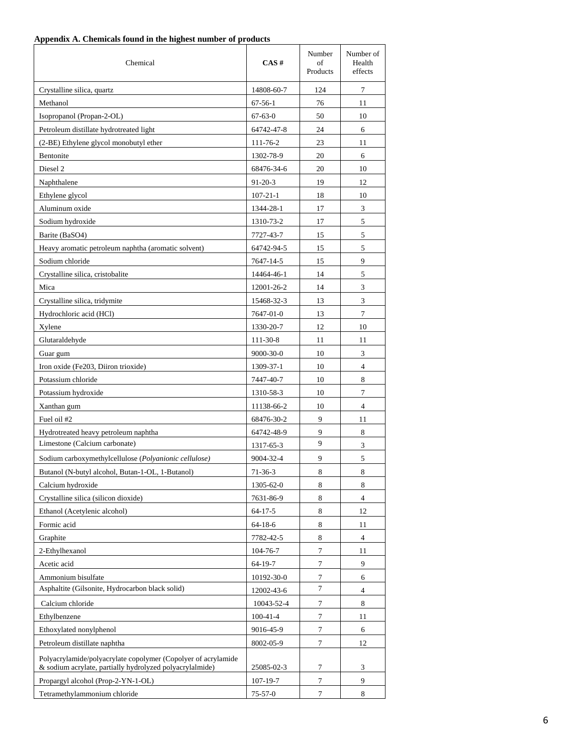**Appendix A. Chemicals found in the highest number of products**

| Chemical | **CAS #** | Number of Products | Number of Health effects |
|---|---|---|---|
| Crystalline silica, quartz | 14808-60-7 | 124 | 7 |
| Methanol | 67-56-1 | 76 | 11 |
| Isopropanol (Propan-2-OL) | 67-63-0 | 50 | 10 |
| Petroleum distillate hydrotreated light | 64742-47-8 | 24 | 6 |
| (2-BE) Ethylene glycol monobutyl ether | 111-76-2 | 23 | 11 |
| Bentonite | 1302-78-9 | 20 | 6 |
| Diesel 2 | 68476-34-6 | 20 | 10 |
| Naphthalene | 91-20-3 | 19 | 12 |
| Ethylene glycol | 107-21-1 | 18 | 10 |
| Aluminum oxide | 1344-28-1 | 17 | 3 |
| Sodium hydroxide | 1310-73-2 | 17 | 5 |
| Barite (BaSO4) | 7727-43-7 | 15 | 5 |
| Heavy aromatic petroleum naphtha (aromatic solvent) | 64742-94-5 | 15 | 5 |
| Sodium chloride | 7647-14-5 | 15 | 9 |
| Crystalline silica, cristobalite | 14464-46-1 | 14 | 5 |
| Mica | 12001-26-2 | 14 | 3 |
| Crystalline silica, tridymite | 15468-32-3 | 13 | 3 |
| Hydrochloric acid (HCl) | 7647-01-0 | 13 | 7 |
| Xylene | 1330-20-7 | 12 | 10 |
| Glutaraldehyde | 111-30-8 | 11 | 11 |
| Guar gum | 9000-30-0 | 10 | 3 |
| Iron oxide (Fe203, Diiron trioxide) | 1309-37-1 | 10 | 4 |
| Potassium chloride | 7447-40-7 | 10 | 8 |
| Potassium hydroxide | 1310-58-3 | 10 | 7 |
| Xanthan gum | 11138-66-2 | 10 | 4 |
| Fuel oil #2 | 68476-30-2 | 9 | 11 |
| Hydrotreated heavy petroleum naphtha | 64742-48-9 | 9 | 8 |
| Limestone (Calcium carbonate) | 1317-65-3 | 9 | 3 |
| Sodium carboxymethylcellulose (*Polyanionic cellulose)* | 9004-32-4 | 9 | 5 |
| Butanol (N-butyl alcohol, Butan-1-OL, 1-Butanol) | 71-36-3 | 8 | 8 |
| Calcium hydroxide | 1305-62-0 | 8 | 8 |
| Crystalline silica (silicon dioxide) | 7631-86-9 | 8 | 4 |
| Ethanol (Acetylenic alcohol) | 64-17-5 | 8 | 12 |
| Formic acid | 64-18-6 | 8 | 11 |
| Graphite | 7782-42-5 | 8 | 4 |
| 2-Ethylhexanol | 104-76-7 | 7 | 11 |
| Acetic acid | 64-19-7 | 7 | 9 |
| Ammonium bisulfate | 10192-30-0 | 7 | 6 |
| Asphaltite (Gilsonite, Hydrocarbon black solid) | 12002-43-6 | 7 | 4 |
| Calcium chloride | 10043-52-4 | 7 | 8 |
| Ethylbenzene | 100-41-4 | 7 | 11 |
| Ethoxylated nonylphenol | 9016-45-9 | 7 | 6 |
| Petroleum distillate naphtha | 8002-05-9 | 7 | 12 |
| Polyacrylamide/polyacrylate copolymer (Copolyer of acrylamide & sodium acrylate, partially hydrolyzed polyacrylalmide) | 25085-02-3 | 7 | 3 |
| Propargyl alcohol (Prop-2-YN-1-OL) | 107-19-7 | 7 | 9 |
| Tetramethylammonium chloride | 75-57-0 | 7 | 8 |